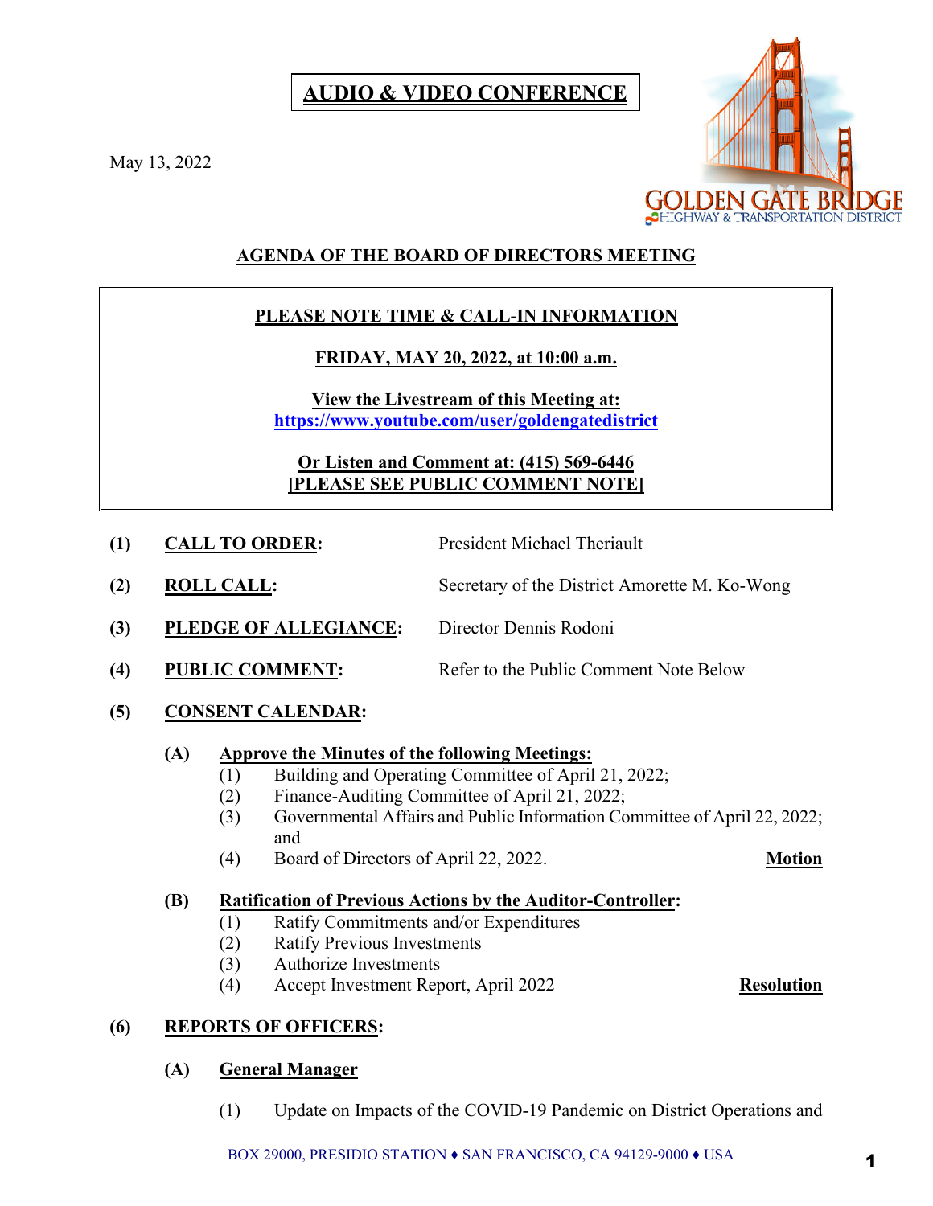**AUDIO & VIDEO CONFERENCE**

May 13, 2022

GOLDEN GATE BRIDGE
HIGHWAY & TRANSPORTATION DISTRICT

## AGENDA OF THE BOARD OF DIRECTORS MEETING

**PLEASE NOTE TIME & CALL-IN INFORMATION**

**FRIDAY, MAY 20, 2022, at 10:00 a.m.**

**View the Livestream of this Meeting at:**
**https://www.youtube.com/user/goldengatedistrict**

**Or Listen and Comment at: (415) 569-6446**
**[PLEASE SEE PUBLIC COMMENT NOTE]**

**(1) CALL TO ORDER:** President Michael Theriault

**(2) ROLL CALL:** Secretary of the District Amorette M. Ko-Wong

**(3) PLEDGE OF ALLEGIANCE:** Director Dennis Rodoni

**(4) PUBLIC COMMENT:** Refer to the Public Comment Note Below

**(5) CONSENT CALENDAR:**

**(A) Approve the Minutes of the following Meetings:**

(1) Building and Operating Committee of April 21, 2022;
(2) Finance-Auditing Committee of April 21, 2022;
(3) Governmental Affairs and Public Information Committee of April 22, 2022; and
(4) Board of Directors of April 22, 2022. **Motion**

**(B) Ratification of Previous Actions by the Auditor-Controller:**

(1) Ratify Commitments and/or Expenditures
(2) Ratify Previous Investments
(3) Authorize Investments
(4) Accept Investment Report, April 2022 **Resolution**

**(6) REPORTS OF OFFICERS:**

**(A) General Manager**

(1) Update on Impacts of the COVID-19 Pandemic on District Operations and

BOX 29000, PRESIDIO STATION ♦ SAN FRANCISCO, CA 94129-9000 ♦ USA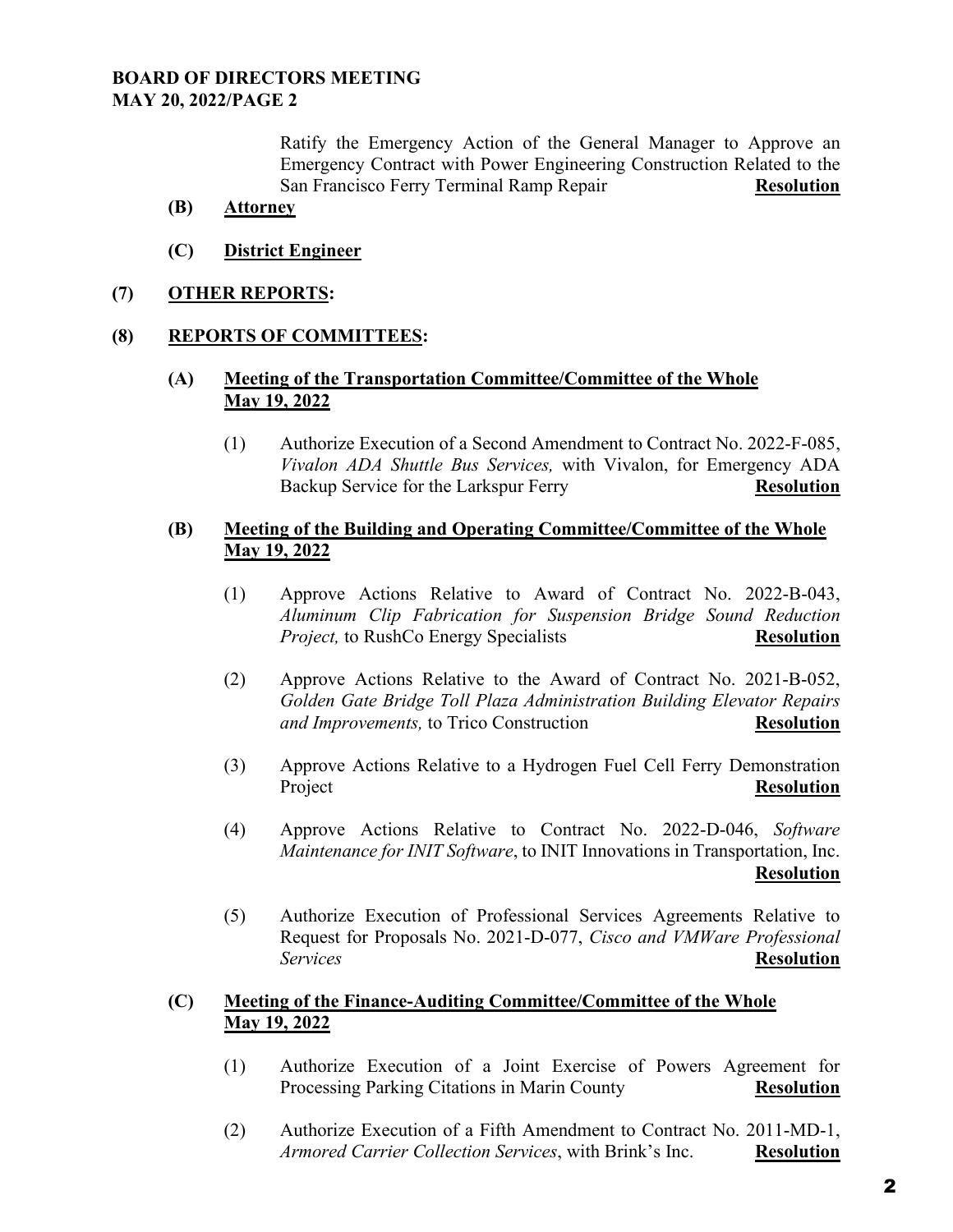Ratify the Emergency Action of the General Manager to Approve an Emergency Contract with Power Engineering Construction Related to the San Francisco Ferry Terminal Ramp Repair **Resolution**

**(B) Attorney**

**(C) District Engineer**

**(7) OTHER REPORTS:**

**(8) REPORTS OF COMMITTEES:**

**(A) Meeting of the Transportation Committee/Committee of the Whole May 19, 2022**

(1) Authorize Execution of a Second Amendment to Contract No. 2022-F-085, *Vivalon ADA Shuttle Bus Services,* with Vivalon, for Emergency ADA Backup Service for the Larkspur Ferry **Resolution**

**(B) Meeting of the Building and Operating Committee/Committee of the Whole May 19, 2022**

(1) Approve Actions Relative to Award of Contract No. 2022-B-043, *Aluminum Clip Fabrication for Suspension Bridge Sound Reduction Project,* to RushCo Energy Specialists **Resolution**

(2) Approve Actions Relative to the Award of Contract No. 2021-B-052, *Golden Gate Bridge Toll Plaza Administration Building Elevator Repairs and Improvements,* to Trico Construction **Resolution**

(3) Approve Actions Relative to a Hydrogen Fuel Cell Ferry Demonstration Project **Resolution**

(4) Approve Actions Relative to Contract No. 2022-D-046, *Software Maintenance for INIT Software*, to INIT Innovations in Transportation, Inc. **Resolution**

(5) Authorize Execution of Professional Services Agreements Relative to Request for Proposals No. 2021-D-077, *Cisco and VMWare Professional Services* **Resolution**

**(C) Meeting of the Finance-Auditing Committee/Committee of the Whole May 19, 2022**

(1) Authorize Execution of a Joint Exercise of Powers Agreement for Processing Parking Citations in Marin County **Resolution**

(2) Authorize Execution of a Fifth Amendment to Contract No. 2011-MD-1, *Armored Carrier Collection Services*, with Brink's Inc. **Resolution**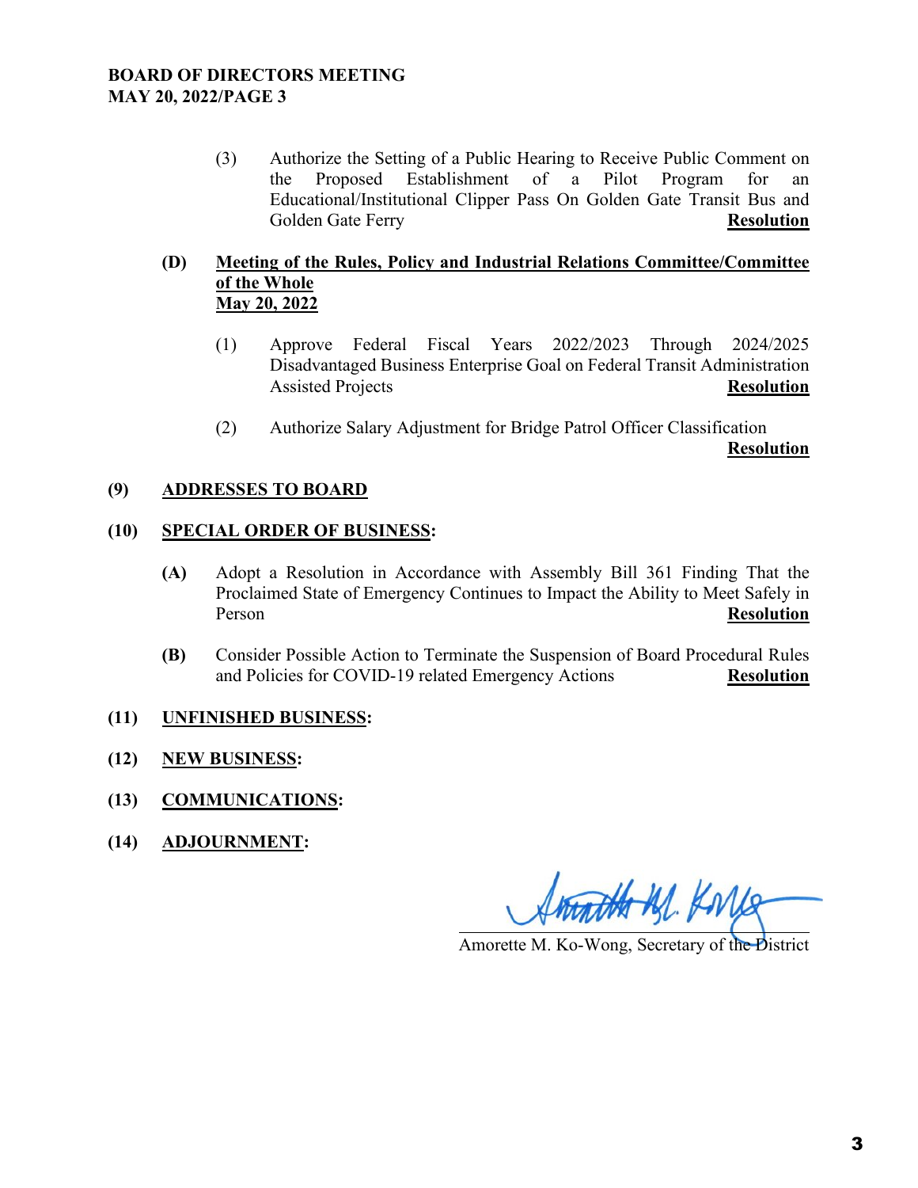(3) Authorize the Setting of a Public Hearing to Receive Public Comment on the Proposed Establishment of a Pilot Program for an Educational/Institutional Clipper Pass On Golden Gate Transit Bus and Golden Gate Ferry **Resolution**

**(D) Meeting of the Rules, Policy and Industrial Relations Committee/Committee of the Whole**
**May 20, 2022**

(1) Approve Federal Fiscal Years 2022/2023 Through 2024/2025 Disadvantaged Business Enterprise Goal on Federal Transit Administration Assisted Projects **Resolution**

(2) Authorize Salary Adjustment for Bridge Patrol Officer Classification **Resolution**

**(9) ADDRESSES TO BOARD**

**(10) SPECIAL ORDER OF BUSINESS:**

**(A)** Adopt a Resolution in Accordance with Assembly Bill 361 Finding That the Proclaimed State of Emergency Continues to Impact the Ability to Meet Safely in Person **Resolution**

**(B)** Consider Possible Action to Terminate the Suspension of Board Procedural Rules and Policies for COVID-19 related Emergency Actions **Resolution**

**(11) UNFINISHED BUSINESS:**

**(12) NEW BUSINESS:**

**(13) COMMUNICATIONS:**

**(14) ADJOURNMENT:**

Amorette M. Ko-Wong, Secretary of the District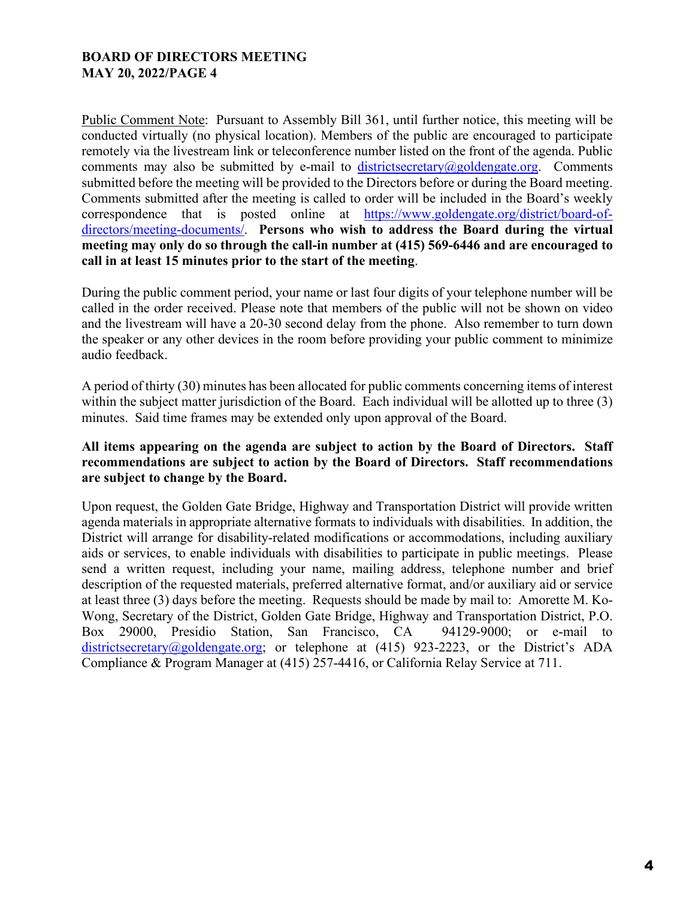Public Comment Note: Pursuant to Assembly Bill 361, until further notice, this meeting will be conducted virtually (no physical location). Members of the public are encouraged to participate remotely via the livestream link or teleconference number listed on the front of the agenda. Public comments may also be submitted by e-mail to districtsecretary@goldengate.org. Comments submitted before the meeting will be provided to the Directors before or during the Board meeting. Comments submitted after the meeting is called to order will be included in the Board's weekly correspondence that is posted online at https://www.goldengate.org/district/board-of-directors/meeting-documents/. **Persons who wish to address the Board during the virtual meeting may only do so through the call-in number at (415) 569-6446 and are encouraged to call in at least 15 minutes prior to the start of the meeting**.

During the public comment period, your name or last four digits of your telephone number will be called in the order received. Please note that members of the public will not be shown on video and the livestream will have a 20-30 second delay from the phone. Also remember to turn down the speaker or any other devices in the room before providing your public comment to minimize audio feedback.

A period of thirty (30) minutes has been allocated for public comments concerning items of interest within the subject matter jurisdiction of the Board. Each individual will be allotted up to three (3) minutes. Said time frames may be extended only upon approval of the Board.

**All items appearing on the agenda are subject to action by the Board of Directors. Staff recommendations are subject to action by the Board of Directors. Staff recommendations are subject to change by the Board.**

Upon request, the Golden Gate Bridge, Highway and Transportation District will provide written agenda materials in appropriate alternative formats to individuals with disabilities. In addition, the District will arrange for disability-related modifications or accommodations, including auxiliary aids or services, to enable individuals with disabilities to participate in public meetings. Please send a written request, including your name, mailing address, telephone number and brief description of the requested materials, preferred alternative format, and/or auxiliary aid or service at least three (3) days before the meeting. Requests should be made by mail to: Amorette M. Ko-Wong, Secretary of the District, Golden Gate Bridge, Highway and Transportation District, P.O. Box 29000, Presidio Station, San Francisco, CA 94129-9000; or e-mail to districtsecretary@goldengate.org; or telephone at (415) 923-2223, or the District's ADA Compliance & Program Manager at (415) 257-4416, or California Relay Service at 711.